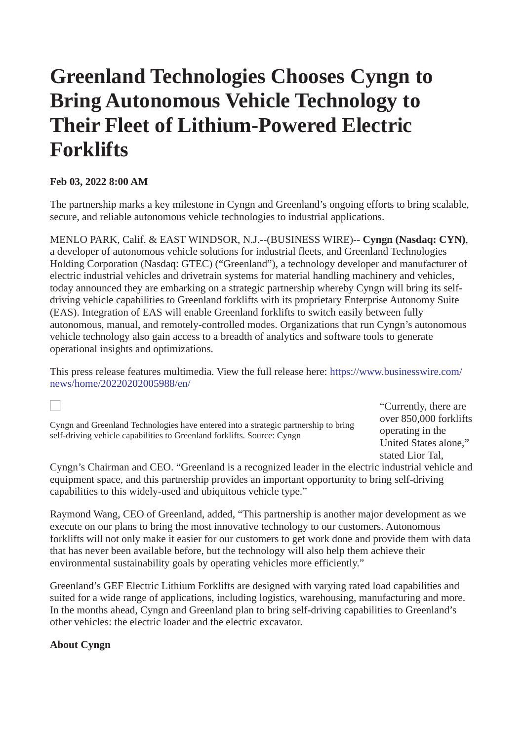# Greenland Technologies Chooses Cyngn to Bring Autonomous Vehicle Technology to Their Fleet of Lithium-Powered Electric Forklifts

**Feb 03, 2022 8:00 AM**

The partnership marks a key milestone in Cyngn and Greenland's ongoing efforts to bring scalable, secure, and reliable autonomous vehicle technologies to industrial applications.

MENLO PARK, Calif. & EAST WINDSOR, N.J.--(BUSINESS WIRE)-- **Cyngn (Nasdaq: CYN)**, a developer of autonomous vehicle solutions for industrial fleets, and Greenland Technologies Holding Corporation (Nasdaq: GTEC) ("Greenland"), a technology developer and manufacturer of electric industrial vehicles and drivetrain systems for material handling machinery and vehicles, today announced they are embarking on a strategic partnership whereby Cyngn will bring its self-driving vehicle capabilities to Greenland forklifts with its proprietary Enterprise Autonomy Suite (EAS). Integration of EAS will enable Greenland forklifts to switch easily between fully autonomous, manual, and remotely-controlled modes. Organizations that run Cyngn's autonomous vehicle technology also gain access to a breadth of analytics and software tools to generate operational insights and optimizations.

This press release features multimedia. View the full release here: https://www.businesswire.com/news/home/20220202005988/en/

Cyngn and Greenland Technologies have entered into a strategic partnership to bring self-driving vehicle capabilities to Greenland forklifts. Source: Cyngn

"Currently, there are over 850,000 forklifts operating in the United States alone," stated Lior Tal, Cyngn's Chairman and CEO. "Greenland is a recognized leader in the electric industrial vehicle and equipment space, and this partnership provides an important opportunity to bring self-driving capabilities to this widely-used and ubiquitous vehicle type."

Raymond Wang, CEO of Greenland, added, "This partnership is another major development as we execute on our plans to bring the most innovative technology to our customers. Autonomous forklifts will not only make it easier for our customers to get work done and provide them with data that has never been available before, but the technology will also help them achieve their environmental sustainability goals by operating vehicles more efficiently."

Greenland's GEF Electric Lithium Forklifts are designed with varying rated load capabilities and suited for a wide range of applications, including logistics, warehousing, manufacturing and more. In the months ahead, Cyngn and Greenland plan to bring self-driving capabilities to Greenland's other vehicles: the electric loader and the electric excavator.

**About Cyngn**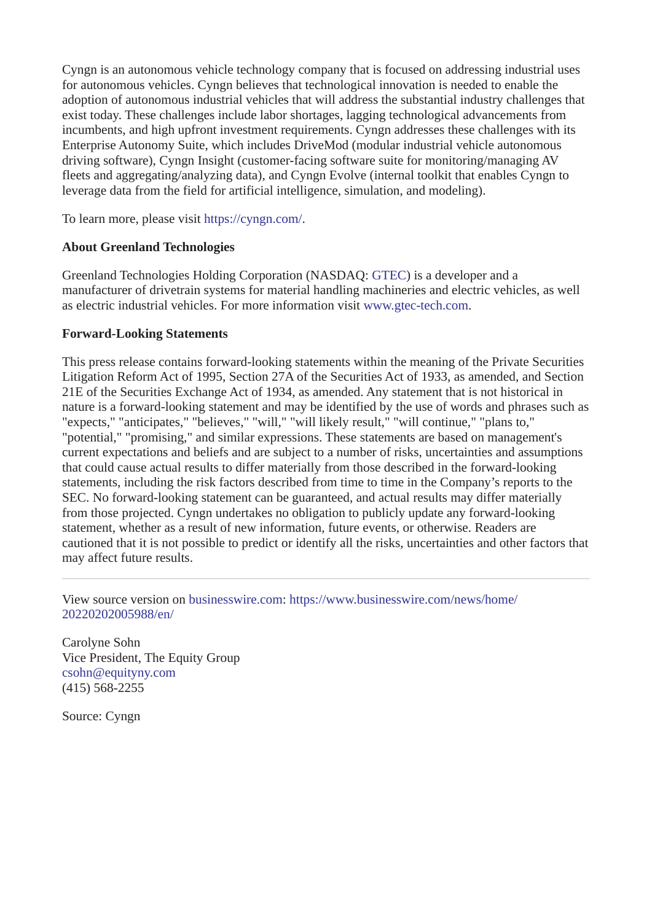Cyngn is an autonomous vehicle technology company that is focused on addressing industrial uses for autonomous vehicles. Cyngn believes that technological innovation is needed to enable the adoption of autonomous industrial vehicles that will address the substantial industry challenges that exist today. These challenges include labor shortages, lagging technological advancements from incumbents, and high upfront investment requirements. Cyngn addresses these challenges with its Enterprise Autonomy Suite, which includes DriveMod (modular industrial vehicle autonomous driving software), Cyngn Insight (customer-facing software suite for monitoring/managing AV fleets and aggregating/analyzing data), and Cyngn Evolve (internal toolkit that enables Cyngn to leverage data from the field for artificial intelligence, simulation, and modeling).

To learn more, please visit https://cyngn.com/.

**About Greenland Technologies**

Greenland Technologies Holding Corporation (NASDAQ: GTEC) is a developer and a manufacturer of drivetrain systems for material handling machineries and electric vehicles, as well as electric industrial vehicles. For more information visit www.gtec-tech.com.

**Forward-Looking Statements**

This press release contains forward-looking statements within the meaning of the Private Securities Litigation Reform Act of 1995, Section 27A of the Securities Act of 1933, as amended, and Section 21E of the Securities Exchange Act of 1934, as amended. Any statement that is not historical in nature is a forward-looking statement and may be identified by the use of words and phrases such as "expects," "anticipates," "believes," "will," "will likely result," "will continue," "plans to," "potential," "promising," and similar expressions. These statements are based on management's current expectations and beliefs and are subject to a number of risks, uncertainties and assumptions that could cause actual results to differ materially from those described in the forward-looking statements, including the risk factors described from time to time in the Company's reports to the SEC. No forward-looking statement can be guaranteed, and actual results may differ materially from those projected. Cyngn undertakes no obligation to publicly update any forward-looking statement, whether as a result of new information, future events, or otherwise. Readers are cautioned that it is not possible to predict or identify all the risks, uncertainties and other factors that may affect future results.

---

View source version on businesswire.com: https://www.businesswire.com/news/home/20220202005988/en/

Carolyne Sohn
Vice President, The Equity Group
csohn@equityny.com
(415) 568-2255

Source: Cyngn